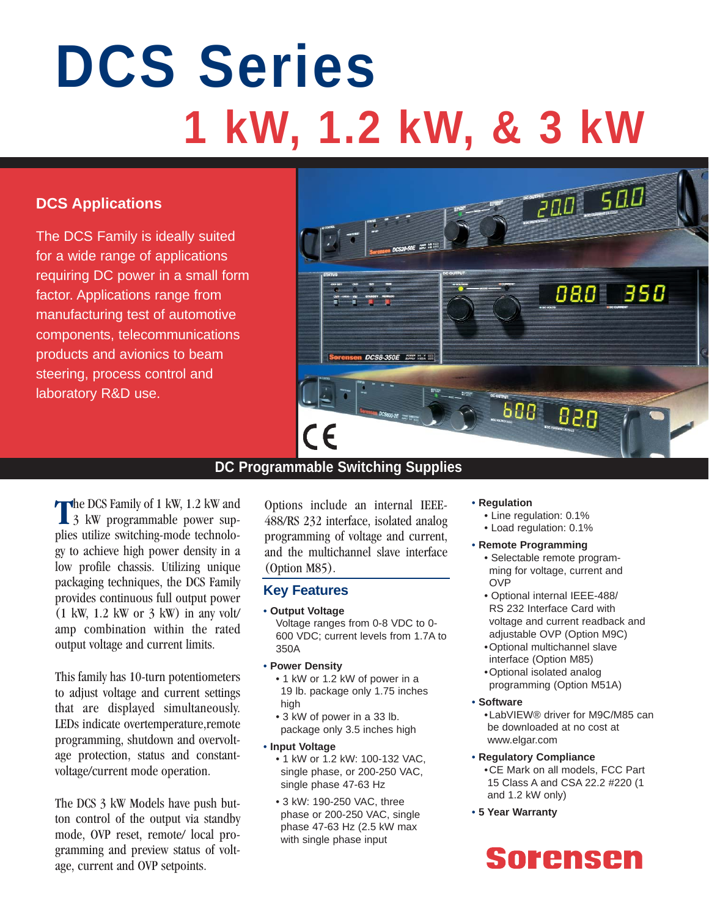# DCS Series

# 1 kW, 1.2 kW, & 3 kW

## DCS Applications

The DCS Family is ideally suited for a wide range of applications requiring DC power in a small form factor. Applications range from manufacturing test of automotive components, telecommunications products and avionics to beam steering, process control and laboratory R&D use.

## DC Programmable Switching Supplies

The DCS Family of 1 kW, 1.2 kW and 3 kW programmable power supplies utilize switching-mode technology to achieve high power density in a low profile chassis. Utilizing unique packaging techniques, the DCS Family provides continuous full output power (1 kW, 1.2 kW or 3 kW) in any volt/amp combination within the rated output voltage and current limits.

This family has 10-turn potentiometers to adjust voltage and current settings that are displayed simultaneously. LEDs indicate overtemperature, remote programming, shutdown and overvoltage protection, status and constant-voltage/current mode operation.

The DCS 3 kW Models have push button control of the output via standby mode, OVP reset, remote/ local programming and preview status of voltage, current and OVP setpoints.

Options include an internal IEEE-488/RS 232 interface, isolated analog programming of voltage and current, and the multichannel slave interface (Option M85).

## Key Features

- **Output Voltage**
  Voltage ranges from 0-8 VDC to 0-600 VDC; current levels from 1.7A to 350A
- **Power Density**
  - 1 kW or 1.2 kW of power in a 19 lb. package only 1.75 inches high
  - 3 kW of power in a 33 lb. package only 3.5 inches high
- **Input Voltage**
  - 1 kW or 1.2 kW: 100-132 VAC, single phase, or 200-250 VAC, single phase 47-63 Hz
  - 3 kW: 190-250 VAC, three phase or 200-250 VAC, single phase 47-63 Hz (2.5 kW max with single phase input
- **Regulation**
  - Line regulation: 0.1%
  - Load regulation: 0.1%
- **Remote Programming**
  - Selectable remote programming for voltage, current and OVP
  - Optional internal IEEE-488/ RS 232 Interface Card with voltage and current readback and adjustable OVP (Option M9C)
  - Optional multichannel slave interface (Option M85)
  - Optional isolated analog programming (Option M51A)
- **Software**
  - LabVIEW® driver for M9C/M85 can be downloaded at no cost at www.elgar.com
- **Regulatory Compliance**
  - CE Mark on all models, FCC Part 15 Class A and CSA 22.2 #220 (1 and 1.2 kW only)
- **5 Year Warranty**

Sorensen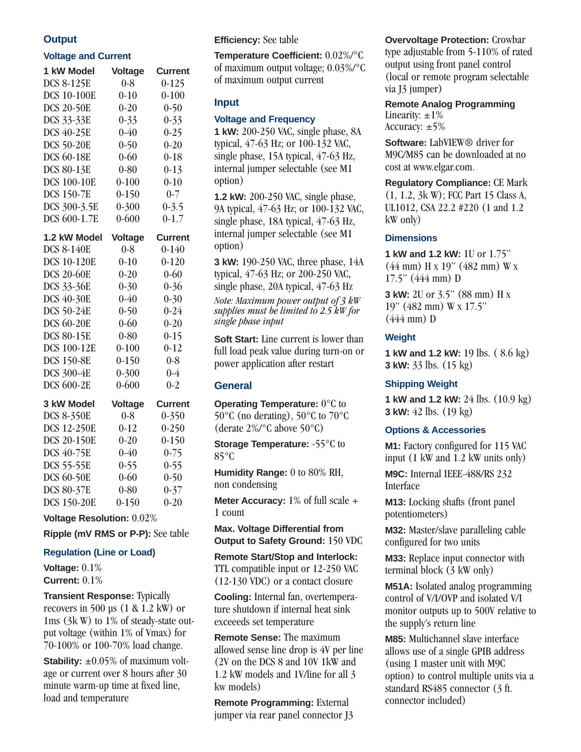## Output

### Voltage and Current

| 1 kW Model | Voltage | Current |
|---|---|---|
| DCS 8-125E | 0-8 | 0-125 |
| DCS 10-100E | 0-10 | 0-100 |
| DCS 20-50E | 0-20 | 0-50 |
| DCS 33-33E | 0-33 | 0-33 |
| DCS 40-25E | 0-40 | 0-25 |
| DCS 50-20E | 0-50 | 0-20 |
| DCS 60-18E | 0-60 | 0-18 |
| DCS 80-13E | 0-80 | 0-13 |
| DCS 100-10E | 0-100 | 0-10 |
| DCS 150-7E | 0-150 | 0-7 |
| DCS 300-3.5E | 0-300 | 0-3.5 |
| DCS 600-1.7E | 0-600 | 0-1.7 |

| 1.2 kW Model | Voltage | Current |
|---|---|---|
| DCS 8-140E | 0-8 | 0-140 |
| DCS 10-120E | 0-10 | 0-120 |
| DCS 20-60E | 0-20 | 0-60 |
| DCS 33-36E | 0-30 | 0-36 |
| DCS 40-30E | 0-40 | 0-30 |
| DCS 50-24E | 0-50 | 0-24 |
| DCS 60-20E | 0-60 | 0-20 |
| DCS 80-15E | 0-80 | 0-15 |
| DCS 100-12E | 0-100 | 0-12 |
| DCS 150-8E | 0-150 | 0-8 |
| DCS 300-4E | 0-300 | 0-4 |
| DCS 600-2E | 0-600 | 0-2 |

| 3 kW Model | Voltage | Current |
|---|---|---|
| DCS 8-350E | 0-8 | 0-350 |
| DCS 12-250E | 0-12 | 0-250 |
| DCS 20-150E | 0-20 | 0-150 |
| DCS 40-75E | 0-40 | 0-75 |
| DCS 55-55E | 0-55 | 0-55 |
| DCS 60-50E | 0-60 | 0-50 |
| DCS 80-37E | 0-80 | 0-37 |
| DCS 150-20E | 0-150 | 0-20 |

**Voltage Resolution:** 0.02%

**Ripple (mV RMS or P-P):** See table

### Regulation (Line or Load)

**Voltage:** 0.1%
**Current:** 0.1%

**Transient Response:** Typically recovers in 500 µs (1 & 1.2 kW) or 1ms (3k W) to 1% of steady-state output voltage (within 1% of Vmax) for 70-100% or 100-70% load change.

**Stability:** ±0.05% of maximum voltage or current over 8 hours after 30 minute warm-up time at fixed line, load and temperature

**Efficiency:** See table

**Temperature Coefficient:** 0.02%/°C of maximum output voltage; 0.03%/°C of maximum output current

## Input

### Voltage and Frequency

**1 kW:** 200-250 VAC, single phase, 8A typical, 47-63 Hz; or 100-132 VAC, single phase, 15A typical, 47-63 Hz, internal jumper selectable (see M1 option)

**1.2 kW:** 200-250 VAC, single phase, 9A typical, 47-63 Hz; or 100-132 VAC, single phase, 18A typical, 47-63 Hz, internal jumper selectable (see M1 option)

**3 kW:** 190-250 VAC, three phase, 14A typical, 47-63 Hz; or 200-250 VAC, single phase, 20A typical, 47-63 Hz

*Note: Maximum power output of 3 kW supplies must be limited to 2.5 kW for single phase input*

**Soft Start:** Line current is lower than full load peak value during turn-on or power application after restart

## General

**Operating Temperature:** 0°C to 50°C (no derating), 50°C to 70°C (derate 2%/°C above 50°C)

**Storage Temperature:** -55°C to 85°C

**Humidity Range:** 0 to 80% RH, non condensing

**Meter Accuracy:** 1% of full scale + 1 count

**Max. Voltage Differential from Output to Safety Ground:** 150 VDC

**Remote Start/Stop and Interlock:** TTL compatible input or 12-250 VAC (12-130 VDC) or a contact closure

**Cooling:** Internal fan, overtemperature shutdown if internal heat sink exceeeds set temperature

**Remote Sense:** The maximum allowed sense line drop is 4V per line (2V on the DCS 8 and 10V 1kW and 1.2 kW models and 1V/line for all 3 kw models)

**Remote Programming:** External jumper via rear panel connector J3

**Overvoltage Protection:** Crowbar type adjustable from 5-110% of rated output using front panel control (local or remote program selectable via J3 jumper)

**Remote Analog Programming**
Linearity: ±1%
Accuracy: ±5%

**Software:** LabVIEW® driver for M9C/M85 can be downloaded at no cost at www.elgar.com.

**Regulatory Compliance:** CE Mark (1, 1.2, 3k W); FCC Part 15 Class A, UL1012, CSA 22.2 #220 (1 and 1.2 kW only)

### Dimensions

**1 kW and 1.2 kW:** 1U or 1.75" (44 mm) H x 19" (482 mm) W x 17.5" (444 mm) D

**3 kW:** 2U or 3.5" (88 mm) H x 19" (482 mm) W x 17.5" (444 mm) D

### Weight

**1 kW and 1.2 kW:** 19 lbs. ( 8.6 kg)
**3 kW:** 33 lbs. (15 kg)

### Shipping Weight

**1 kW and 1.2 kW:** 24 lbs. (10.9 kg)
**3 kW:** 42 lbs. (19 kg)

### Options & Accessories

**M1:** Factory configured for 115 VAC input (1 kW and 1.2 kW units only)

**M9C:** Internal IEEE-488/RS 232 Interface

**M13:** Locking shafts (front panel potentiometers)

**M32:** Master/slave paralleling cable configured for two units

**M33:** Replace input connector with terminal block (3 kW only)

**M51A:** Isolated analog programming control of V/I/OVP and isolated V/I monitor outputs up to 500V relative to the supply's return line

**M85:** Multichannel slave interface allows use of a single GPIB address (using 1 master unit with M9C option) to control multiple units via a standard RS485 connector (3 ft. connector included)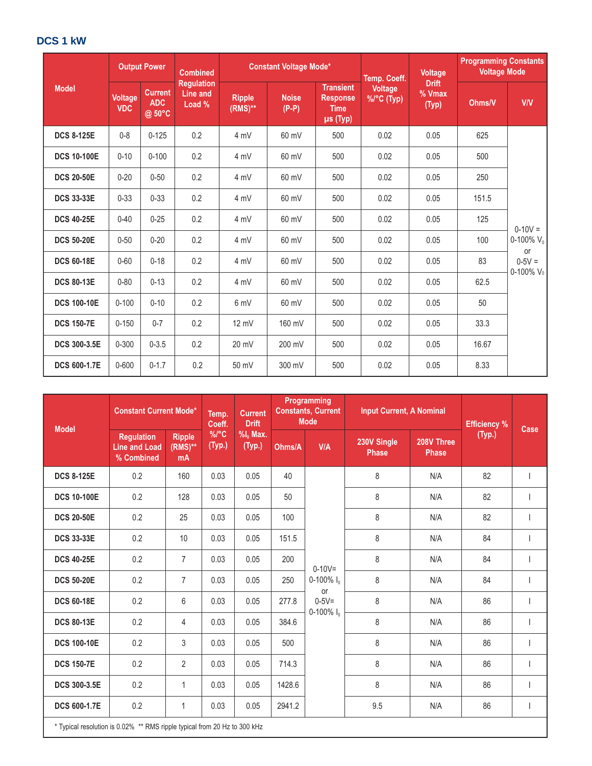## DCS 1 kW

| Model | Output Power | | Combined Regulation Line and Load % | Constant Voltage Mode* | | | Temp. Coeff. Voltage %/°C (Typ) | Voltage Drift % Vmax (Typ) | Programming Constants Voltage Mode | |
|---|---|---|---|---|---|---|---|---|---|---|
| | Voltage VDC | Current ADC @ 50°C | | Ripple (RMS)** | Noise (P-P) | Transient Response Time µs (Typ) | | | Ohms/V | V/V |
| DCS 8-125E | 0-8 | 0-125 | 0.2 | 4 mV | 60 mV | 500 | 0.02 | 0.05 | 625 | 0-10V = 0-100% $V_0$ or 0-5V = 0-100% $V_0$ |
| DCS 10-100E | 0-10 | 0-100 | 0.2 | 4 mV | 60 mV | 500 | 0.02 | 0.05 | 500 | |
| DCS 20-50E | 0-20 | 0-50 | 0.2 | 4 mV | 60 mV | 500 | 0.02 | 0.05 | 250 | |
| DCS 33-33E | 0-33 | 0-33 | 0.2 | 4 mV | 60 mV | 500 | 0.02 | 0.05 | 151.5 | |
| DCS 40-25E | 0-40 | 0-25 | 0.2 | 4 mV | 60 mV | 500 | 0.02 | 0.05 | 125 | |
| DCS 50-20E | 0-50 | 0-20 | 0.2 | 4 mV | 60 mV | 500 | 0.02 | 0.05 | 100 | |
| DCS 60-18E | 0-60 | 0-18 | 0.2 | 4 mV | 60 mV | 500 | 0.02 | 0.05 | 83 | |
| DCS 80-13E | 0-80 | 0-13 | 0.2 | 4 mV | 60 mV | 500 | 0.02 | 0.05 | 62.5 | |
| DCS 100-10E | 0-100 | 0-10 | 0.2 | 6 mV | 60 mV | 500 | 0.02 | 0.05 | 50 | |
| DCS 150-7E | 0-150 | 0-7 | 0.2 | 12 mV | 160 mV | 500 | 0.02 | 0.05 | 33.3 | |
| DCS 300-3.5E | 0-300 | 0-3.5 | 0.2 | 20 mV | 200 mV | 500 | 0.02 | 0.05 | 16.67 | |
| DCS 600-1.7E | 0-600 | 0-1.7 | 0.2 | 50 mV | 300 mV | 500 | 0.02 | 0.05 | 8.33 | |

| Model | Constant Current Mode* | | Temp. Coeff. %/°C (Typ.) | Current Drift %$I_0$ Max. (Typ.) | Programming Constants, Current Mode | | Input Current, A Nominal | | Efficiency % (Typ.) | Case |
|---|---|---|---|---|---|---|---|---|---|---|
| | Regulation Line and Load % Combined | Ripple (RMS)** mA | | | Ohms/A | V/A | 230V Single Phase | 208V Three Phase | | |
| DCS 8-125E | 0.2 | 160 | 0.03 | 0.05 | 40 | 0-10V= 0-100% $I_0$ or 0-5V= 0-100% $I_0$ | 8 | N/A | 82 | I |
| DCS 10-100E | 0.2 | 128 | 0.03 | 0.05 | 50 | | 8 | N/A | 82 | I |
| DCS 20-50E | 0.2 | 25 | 0.03 | 0.05 | 100 | | 8 | N/A | 82 | I |
| DCS 33-33E | 0.2 | 10 | 0.03 | 0.05 | 151.5 | | 8 | N/A | 84 | I |
| DCS 40-25E | 0.2 | 7 | 0.03 | 0.05 | 200 | | 8 | N/A | 84 | I |
| DCS 50-20E | 0.2 | 7 | 0.03 | 0.05 | 250 | | 8 | N/A | 84 | I |
| DCS 60-18E | 0.2 | 6 | 0.03 | 0.05 | 277.8 | | 8 | N/A | 86 | I |
| DCS 80-13E | 0.2 | 4 | 0.03 | 0.05 | 384.6 | | 8 | N/A | 86 | I |
| DCS 100-10E | 0.2 | 3 | 0.03 | 0.05 | 500 | | 8 | N/A | 86 | I |
| DCS 150-7E | 0.2 | 2 | 0.03 | 0.05 | 714.3 | | 8 | N/A | 86 | I |
| DCS 300-3.5E | 0.2 | 1 | 0.03 | 0.05 | 1428.6 | | 8 | N/A | 86 | I |
| DCS 600-1.7E | 0.2 | 1 | 0.03 | 0.05 | 2941.2 | | 9.5 | N/A | 86 | I |

* Typical resolution is 0.02%  ** RMS ripple typical from 20 Hz to 300 kHz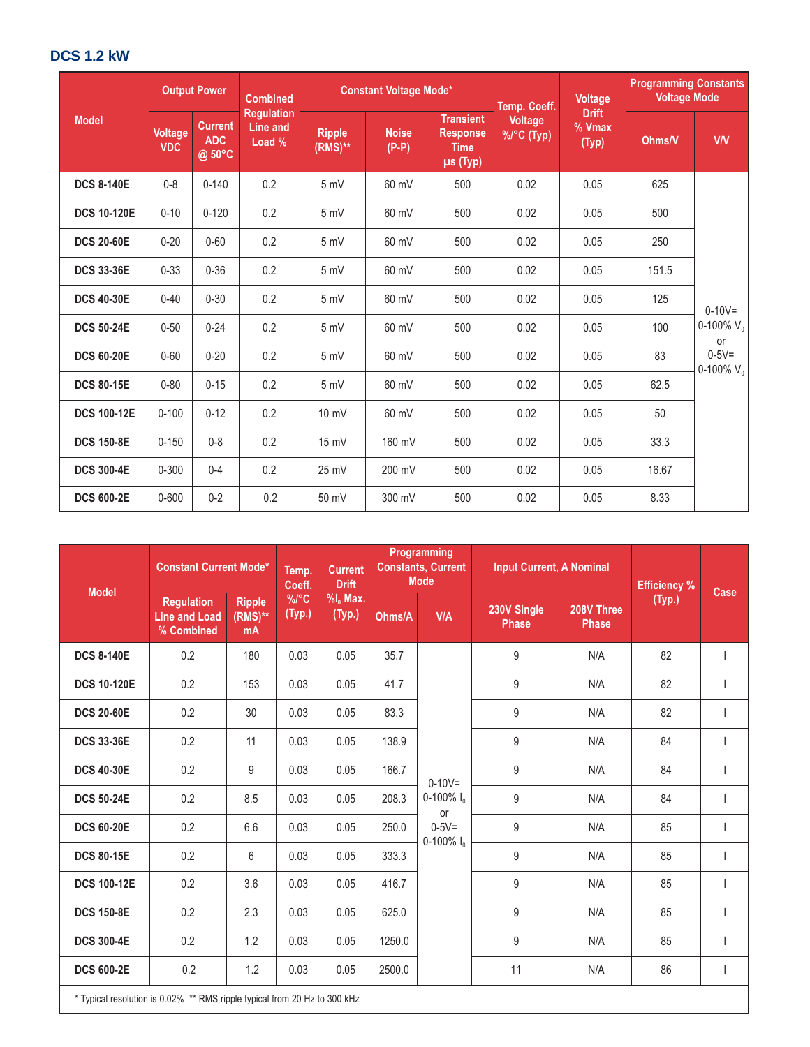## DCS 1.2 kW

| Model | Output Power | | Combined Regulation Line and Load % | Constant Voltage Mode* | | | Temp. Coeff. Voltage %/°C (Typ) | Voltage Drift % Vmax (Typ) | Programming Constants Voltage Mode | |
|---|---|---|---|---|---|---|---|---|---|---|
| | Voltage VDC | Current ADC @ 50°C | | Ripple (RMS)** | Noise (P-P) | Transient Response Time µs (Typ) | | | Ohms/V | V/V |
| DCS 8-140E | 0-8 | 0-140 | 0.2 | 5 mV | 60 mV | 500 | 0.02 | 0.05 | 625 | 0-10V= 0-100% $V_0$ or 0-5V= 0-100% $V_0$ |
| DCS 10-120E | 0-10 | 0-120 | 0.2 | 5 mV | 60 mV | 500 | 0.02 | 0.05 | 500 | |
| DCS 20-60E | 0-20 | 0-60 | 0.2 | 5 mV | 60 mV | 500 | 0.02 | 0.05 | 250 | |
| DCS 33-36E | 0-33 | 0-36 | 0.2 | 5 mV | 60 mV | 500 | 0.02 | 0.05 | 151.5 | |
| DCS 40-30E | 0-40 | 0-30 | 0.2 | 5 mV | 60 mV | 500 | 0.02 | 0.05 | 125 | |
| DCS 50-24E | 0-50 | 0-24 | 0.2 | 5 mV | 60 mV | 500 | 0.02 | 0.05 | 100 | |
| DCS 60-20E | 0-60 | 0-20 | 0.2 | 5 mV | 60 mV | 500 | 0.02 | 0.05 | 83 | |
| DCS 80-15E | 0-80 | 0-15 | 0.2 | 5 mV | 60 mV | 500 | 0.02 | 0.05 | 62.5 | |
| DCS 100-12E | 0-100 | 0-12 | 0.2 | 10 mV | 60 mV | 500 | 0.02 | 0.05 | 50 | |
| DCS 150-8E | 0-150 | 0-8 | 0.2 | 15 mV | 160 mV | 500 | 0.02 | 0.05 | 33.3 | |
| DCS 300-4E | 0-300 | 0-4 | 0.2 | 25 mV | 200 mV | 500 | 0.02 | 0.05 | 16.67 | |
| DCS 600-2E | 0-600 | 0-2 | 0.2 | 50 mV | 300 mV | 500 | 0.02 | 0.05 | 8.33 | |

| Model | Constant Current Mode* | | Temp. Coeff. %/°C (Typ.) | Current Drift %$I_0$ Max. (Typ.) | Programming Constants, Current Mode | | Input Current, A Nominal | | Efficiency % (Typ.) | Case |
|---|---|---|---|---|---|---|---|---|---|---|
| | Regulation Line and Load % Combined | Ripple (RMS)** mA | | | Ohms/A | V/A | 230V Single Phase | 208V Three Phase | | |
| DCS 8-140E | 0.2 | 180 | 0.03 | 0.05 | 35.7 | 0-10V= 0-100% $I_0$ or 0-5V= 0-100% $I_0$ | 9 | N/A | 82 | I |
| DCS 10-120E | 0.2 | 153 | 0.03 | 0.05 | 41.7 | | 9 | N/A | 82 | I |
| DCS 20-60E | 0.2 | 30 | 0.03 | 0.05 | 83.3 | | 9 | N/A | 82 | I |
| DCS 33-36E | 0.2 | 11 | 0.03 | 0.05 | 138.9 | | 9 | N/A | 84 | I |
| DCS 40-30E | 0.2 | 9 | 0.03 | 0.05 | 166.7 | | 9 | N/A | 84 | I |
| DCS 50-24E | 0.2 | 8.5 | 0.03 | 0.05 | 208.3 | | 9 | N/A | 84 | I |
| DCS 60-20E | 0.2 | 6.6 | 0.03 | 0.05 | 250.0 | | 9 | N/A | 85 | I |
| DCS 80-15E | 0.2 | 6 | 0.03 | 0.05 | 333.3 | | 9 | N/A | 85 | I |
| DCS 100-12E | 0.2 | 3.6 | 0.03 | 0.05 | 416.7 | | 9 | N/A | 85 | I |
| DCS 150-8E | 0.2 | 2.3 | 0.03 | 0.05 | 625.0 | | 9 | N/A | 85 | I |
| DCS 300-4E | 0.2 | 1.2 | 0.03 | 0.05 | 1250.0 | | 9 | N/A | 85 | I |
| DCS 600-2E | 0.2 | 1.2 | 0.03 | 0.05 | 2500.0 | | 11 | N/A | 86 | I |

* Typical resolution is 0.02% ** RMS ripple typical from 20 Hz to 300 kHz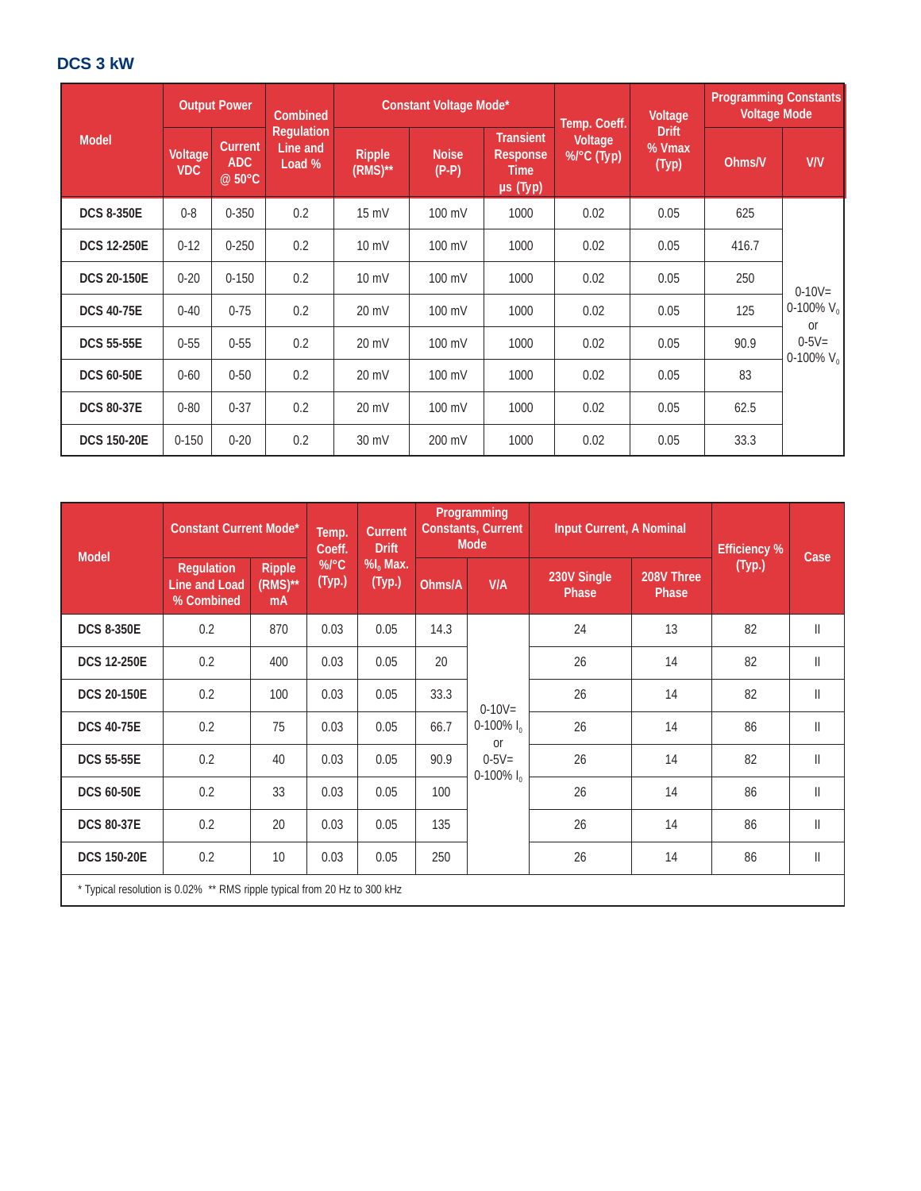## DCS 3 kW

| Model | Output Power | | Combined Regulation Line and Load % | Constant Voltage Mode* | | | Temp. Coeff. Voltage %/°C (Typ) | Voltage Drift % Vmax (Typ) | Programming Constants Voltage Mode | |
|---|---|---|---|---|---|---|---|---|---|---|
| | Voltage VDC | Current ADC @ 50°C | | Ripple (RMS)** | Noise (P-P) | Transient Response Time µs (Typ) | | | Ohms/V | V/V |
| DCS 8-350E | 0-8 | 0-350 | 0.2 | 15 mV | 100 mV | 1000 | 0.02 | 0.05 | 625 | 0-10V= 0-100% $V_0$ or 0-5V= 0-100% $V_0$ |
| DCS 12-250E | 0-12 | 0-250 | 0.2 | 10 mV | 100 mV | 1000 | 0.02 | 0.05 | 416.7 | |
| DCS 20-150E | 0-20 | 0-150 | 0.2 | 10 mV | 100 mV | 1000 | 0.02 | 0.05 | 250 | |
| DCS 40-75E | 0-40 | 0-75 | 0.2 | 20 mV | 100 mV | 1000 | 0.02 | 0.05 | 125 | |
| DCS 55-55E | 0-55 | 0-55 | 0.2 | 20 mV | 100 mV | 1000 | 0.02 | 0.05 | 90.9 | |
| DCS 60-50E | 0-60 | 0-50 | 0.2 | 20 mV | 100 mV | 1000 | 0.02 | 0.05 | 83 | |
| DCS 80-37E | 0-80 | 0-37 | 0.2 | 20 mV | 100 mV | 1000 | 0.02 | 0.05 | 62.5 | |
| DCS 150-20E | 0-150 | 0-20 | 0.2 | 30 mV | 200 mV | 1000 | 0.02 | 0.05 | 33.3 | |

| Model | Constant Current Mode* | | Temp. Coeff. %/°C (Typ.) | Current Drift $\%I_0$ Max. (Typ.) | Programming Constants, Current Mode | | Input Current, A Nominal | | Efficiency % (Typ.) | Case |
|---|---|---|---|---|---|---|---|---|---|---|
| | Regulation Line and Load % Combined | Ripple (RMS)** mA | | | Ohms/A | V/A | 230V Single Phase | 208V Three Phase | | |
| DCS 8-350E | 0.2 | 870 | 0.03 | 0.05 | 14.3 | 0-10V= 0-100% $I_0$ or 0-5V= 0-100% $I_0$ | 24 | 13 | 82 | II |
| DCS 12-250E | 0.2 | 400 | 0.03 | 0.05 | 20 | | 26 | 14 | 82 | II |
| DCS 20-150E | 0.2 | 100 | 0.03 | 0.05 | 33.3 | | 26 | 14 | 82 | II |
| DCS 40-75E | 0.2 | 75 | 0.03 | 0.05 | 66.7 | | 26 | 14 | 86 | II |
| DCS 55-55E | 0.2 | 40 | 0.03 | 0.05 | 90.9 | | 26 | 14 | 82 | II |
| DCS 60-50E | 0.2 | 33 | 0.03 | 0.05 | 100 | | 26 | 14 | 86 | II |
| DCS 80-37E | 0.2 | 20 | 0.03 | 0.05 | 135 | | 26 | 14 | 86 | II |
| DCS 150-20E | 0.2 | 10 | 0.03 | 0.05 | 250 | | 26 | 14 | 86 | II |

* Typical resolution is 0.02%  ** RMS ripple typical from 20 Hz to 300 kHz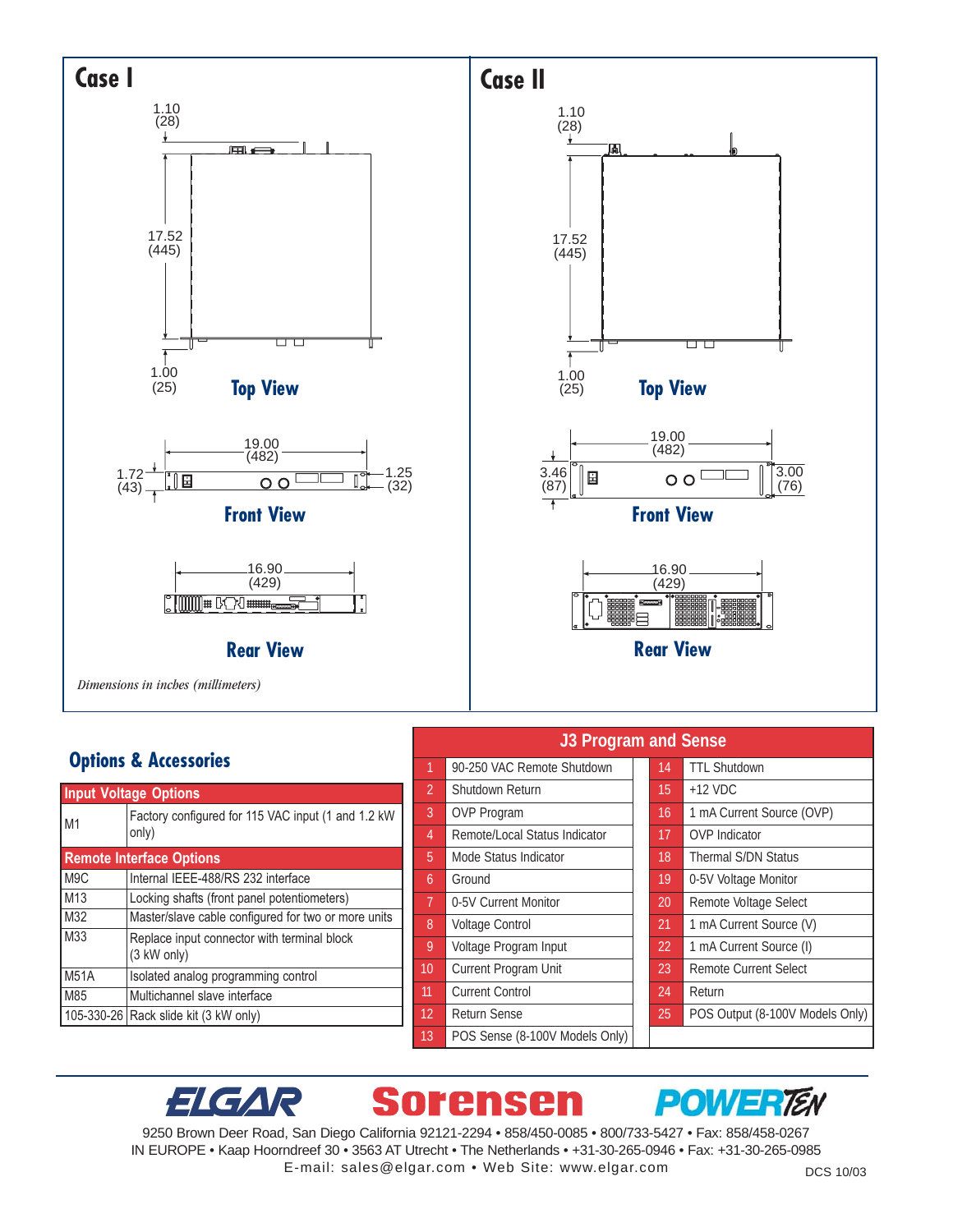## Case I

1.10
(28)

17.52
(445)

1.00
(25)

**Top View**

19.00
(482)

1.72
(43)

1.25
(32)

**Front View**

16.90
(429)

**Rear View**

*Dimensions in inches (millimeters)*

## Case II

1.10
(28)

17.52
(445)

1.00
(25)

**Top View**

19.00
(482)

3.46
(87)

3.00
(76)

**Front View**

16.90
(429)

**Rear View**

## Options & Accessories

| Input Voltage Options | |
|---|---|
| M1 | Factory configured for 115 VAC input (1 and 1.2 kW only) |
| **Remote Interface Options** | |
| M9C | Internal IEEE-488/RS 232 interface |
| M13 | Locking shafts (front panel potentiometers) |
| M32 | Master/slave cable configured for two or more units |
| M33 | Replace input connector with terminal block (3 kW only) |
| M51A | Isolated analog programming control |
| M85 | Multichannel slave interface |
| 105-330-26 | Rack slide kit (3 kW only) |

## J3 Program and Sense

| | | | |
|---|---|---|---|
| 1 | 90-250 VAC Remote Shutdown | 14 | TTL Shutdown |
| 2 | Shutdown Return | 15 | +12 VDC |
| 3 | OVP Program | 16 | 1 mA Current Source (OVP) |
| 4 | Remote/Local Status Indicator | 17 | OVP Indicator |
| 5 | Mode Status Indicator | 18 | Thermal S/DN Status |
| 6 | Ground | 19 | 0-5V Voltage Monitor |
| 7 | 0-5V Current Monitor | 20 | Remote Voltage Select |
| 8 | Voltage Control | 21 | 1 mA Current Source (V) |
| 9 | Voltage Program Input | 22 | 1 mA Current Source (I) |
| 10 | Current Program Unit | 23 | Remote Current Select |
| 11 | Current Control | 24 | Return |
| 12 | Return Sense | 25 | POS Output (8-100V Models Only) |
| 13 | POS Sense (8-100V Models Only) | | |

ELGAR Sorensen POWERTEN

9250 Brown Deer Road, San Diego California 92121-2294 • 858/450-0085 • 800/733-5427 • Fax: 858/458-0267
IN EUROPE • Kaap Hoorndreef 30 • 3563 AT Utrecht • The Netherlands • +31-30-265-0946 • Fax: +31-30-265-0985
E-mail: sales@elgar.com • Web Site: www.elgar.com

DCS 10/03